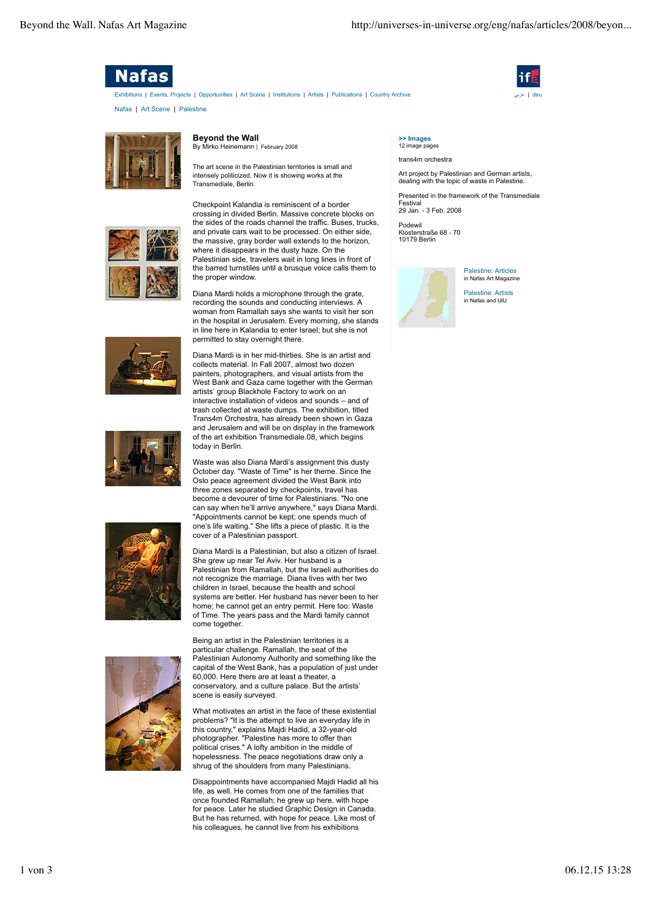Nafas

Exhibitions | Events, Projects | Opportunities | Art Scene | Institutions | Artists | Publications | Country Archive

عربي | deu

Nafas | Art Scene | Palestine

# Beyond the Wall

By Mirko Heinemann | February 2008

The art scene in the Palestinian territories is small and intensely politicized. Now it is showing works at the Transmediale, Berlin.

Checkpoint Kalandia is reminiscent of a border crossing in divided Berlin. Massive concrete blocks on the sides of the roads channel the traffic. Buses, trucks, and private cars wait to be processed. On either side, the massive, gray border wall extends to the horizon, where it disappears in the dusty haze. On the Palestinian side, travelers wait in long lines in front of the barred turnstiles until a brusque voice calls them to the proper window.

Diana Mardi holds a microphone through the grate, recording the sounds and conducting interviews. A woman from Ramallah says she wants to visit her son in the hospital in Jerusalem. Every morning, she stands in line here in Kalandia to enter Israel; but she is not permitted to stay overnight there.

Diana Mardi is in her mid-thirties. She is an artist and collects material. In Fall 2007, almost two dozen painters, photographers, and visual artists from the West Bank and Gaza came together with the German artists' group Blackhole Factory to work on an interactive installation of videos and sounds – and of trash collected at waste dumps. The exhibition, titled Trans4m Orchestra, has already been shown in Gaza and Jerusalem and will be on display in the framework of the art exhibition Transmediale.08, which begins today in Berlin.

Waste was also Diana Mardi's assignment this dusty October day. "Waste of Time" is her theme. Since the Oslo peace agreement divided the West Bank into three zones separated by checkpoints, travel has become a devourer of time for Palestinians. "No one can say when he'll arrive anywhere," says Diana Mardi. "Appointments cannot be kept; one spends much of one's life waiting." She lifts a piece of plastic. It is the cover of a Palestinian passport.

Diana Mardi is a Palestinian, but also a citizen of Israel. She grew up near Tel Aviv. Her husband is a Palestinian from Ramallah, but the Israeli authorities do not recognize the marriage. Diana lives with her two children in Israel, because the health and school systems are better. Her husband has never been to her home; he cannot get an entry permit. Here too: Waste of Time. The years pass and the Mardi family cannot come together.

Being an artist in the Palestinian territories is a particular challenge. Ramallah, the seat of the Palestinian Autonomy Authority and something like the capital of the West Bank, has a population of just under 60,000. Here there are at least a theater, a conservatory, and a culture palace. But the artists' scene is easily surveyed.

What motivates an artist in the face of these existential problems? "It is the attempt to live an everyday life in this country," explains Majdi Hadid, a 32-year-old photographer. "Palestine has more to offer than political crises." A lofty ambition in the middle of hopelessness. The peace negotiations draw only a shrug of the shoulders from many Palestinians.

Disappointments have accompanied Majdi Hadid all his life, as well. He comes from one of the families that once founded Ramallah; he grew up here, with hope for peace. Later he studied Graphic Design in Canada. But he has returned, with hope for peace. Like most of his colleagues, he cannot live from his exhibitions

**>> Images**
12 image pages

trans4m orchestra

Art project by Palestinian and German artists, dealing with the topic of waste in Palestine.

Presented in the framework of the Transmediale Festival
29 Jan. - 3 Feb. 2008

Podewil
Klosterstraße 68 - 70
10179 Berlin

Palestine: Articles
in Nafas Art Magazine

Palestine: Artists
in Nafas and UiU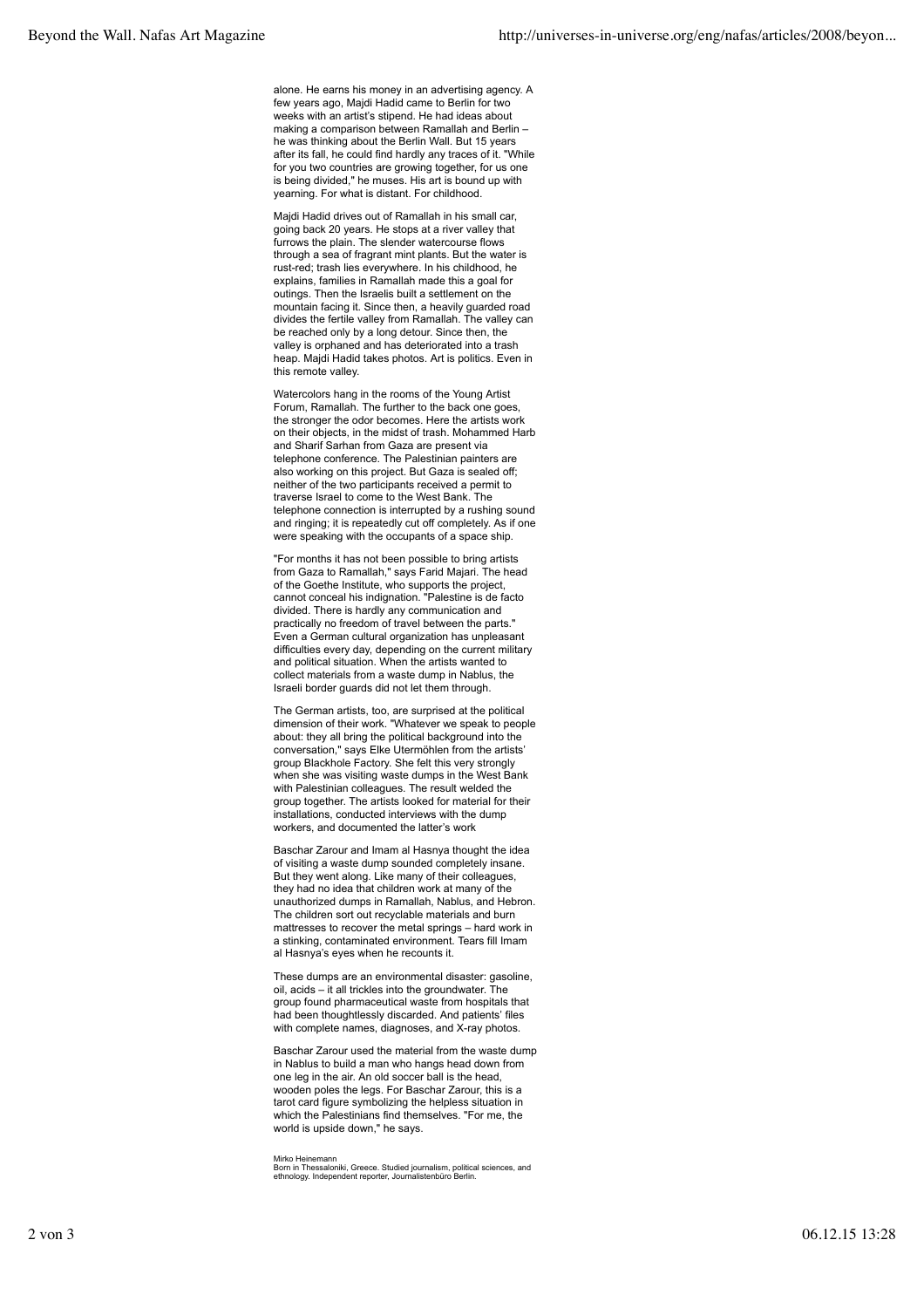alone. He earns his money in an advertising agency. A few years ago, Majdi Hadid came to Berlin for two weeks with an artist's stipend. He had ideas about making a comparison between Ramallah and Berlin – he was thinking about the Berlin Wall. But 15 years after its fall, he could find hardly any traces of it. "While for you two countries are growing together, for us one is being divided," he muses. His art is bound up with yearning. For what is distant. For childhood.

Majdi Hadid drives out of Ramallah in his small car, going back 20 years. He stops at a river valley that furrows the plain. The slender watercourse flows through a sea of fragrant mint plants. But the water is rust-red; trash lies everywhere. In his childhood, he explains, families in Ramallah made this a goal for outings. Then the Israelis built a settlement on the mountain facing it. Since then, a heavily guarded road divides the fertile valley from Ramallah. The valley can be reached only by a long detour. Since then, the valley is orphaned and has deteriorated into a trash heap. Majdi Hadid takes photos. Art is politics. Even in this remote valley.

Watercolors hang in the rooms of the Young Artist Forum, Ramallah. The further to the back one goes, the stronger the odor becomes. Here the artists work on their objects, in the midst of trash. Mohammed Harb and Sharif Sarhan from Gaza are present via telephone conference. The Palestinian painters are also working on this project. But Gaza is sealed off; neither of the two participants received a permit to traverse Israel to come to the West Bank. The telephone connection is interrupted by a rushing sound and ringing; it is repeatedly cut off completely. As if one were speaking with the occupants of a space ship.

"For months it has not been possible to bring artists from Gaza to Ramallah," says Farid Majari. The head of the Goethe Institute, who supports the project, cannot conceal his indignation. "Palestine is de facto divided. There is hardly any communication and practically no freedom of travel between the parts." Even a German cultural organization has unpleasant difficulties every day, depending on the current military and political situation. When the artists wanted to collect materials from a waste dump in Nablus, the Israeli border guards did not let them through.

The German artists, too, are surprised at the political dimension of their work. "Whatever we speak to people about: they all bring the political background into the conversation," says Elke Utermöhlen from the artists' group Blackhole Factory. She felt this very strongly when she was visiting waste dumps in the West Bank with Palestinian colleagues. The result welded the group together. The artists looked for material for their installations, conducted interviews with the dump workers, and documented the latter's work

Baschar Zarour and Imam al Hasnya thought the idea of visiting a waste dump sounded completely insane. But they went along. Like many of their colleagues, they had no idea that children work at many of the unauthorized dumps in Ramallah, Nablus, and Hebron. The children sort out recyclable materials and burn mattresses to recover the metal springs – hard work in a stinking, contaminated environment. Tears fill Imam al Hasnya's eyes when he recounts it.

These dumps are an environmental disaster: gasoline, oil, acids – it all trickles into the groundwater. The group found pharmaceutical waste from hospitals that had been thoughtlessly discarded. And patients' files with complete names, diagnoses, and X-ray photos.

Baschar Zarour used the material from the waste dump in Nablus to build a man who hangs head down from one leg in the air. An old soccer ball is the head, wooden poles the legs. For Baschar Zarour, this is a tarot card figure symbolizing the helpless situation in which the Palestinians find themselves. "For me, the world is upside down," he says.

Mirko Heinemann
Born in Thessaloniki, Greece. Studied journalism, political sciences, and ethnology. Independent reporter, Journalistenbüro Berlin.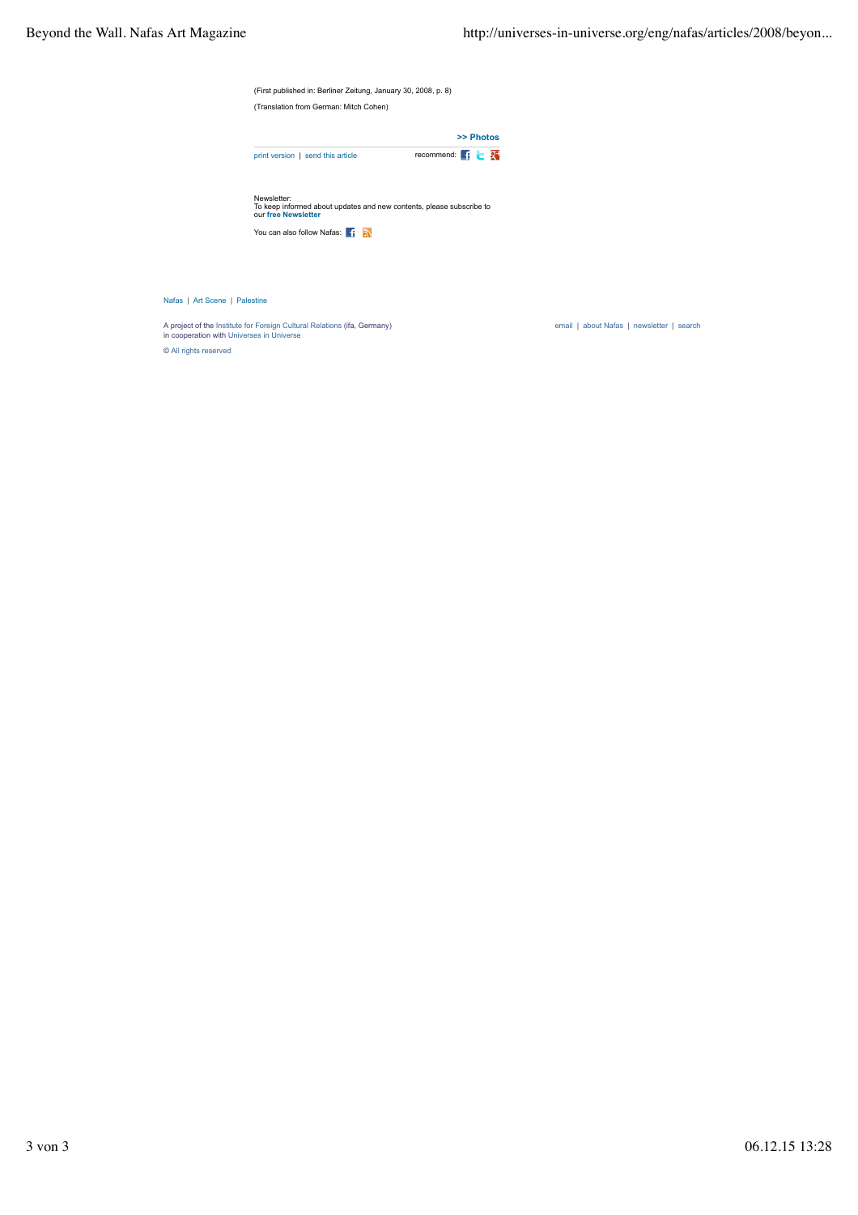(First published in: Berliner Zeitung, January 30, 2008, p. 8)

(Translation from German: Mitch Cohen)

**>> Photos**

print version | send this article recommend:

Newsletter:
To keep informed about updates and new contents, please subscribe to our **free Newsletter**

You can also follow Nafas:

Nafas | Art Scene | Palestine

A project of the Institute for Foreign Cultural Relations (ifa, Germany)
in cooperation with Universes in Universe

email | about Nafas | newsletter | search

© All rights reserved